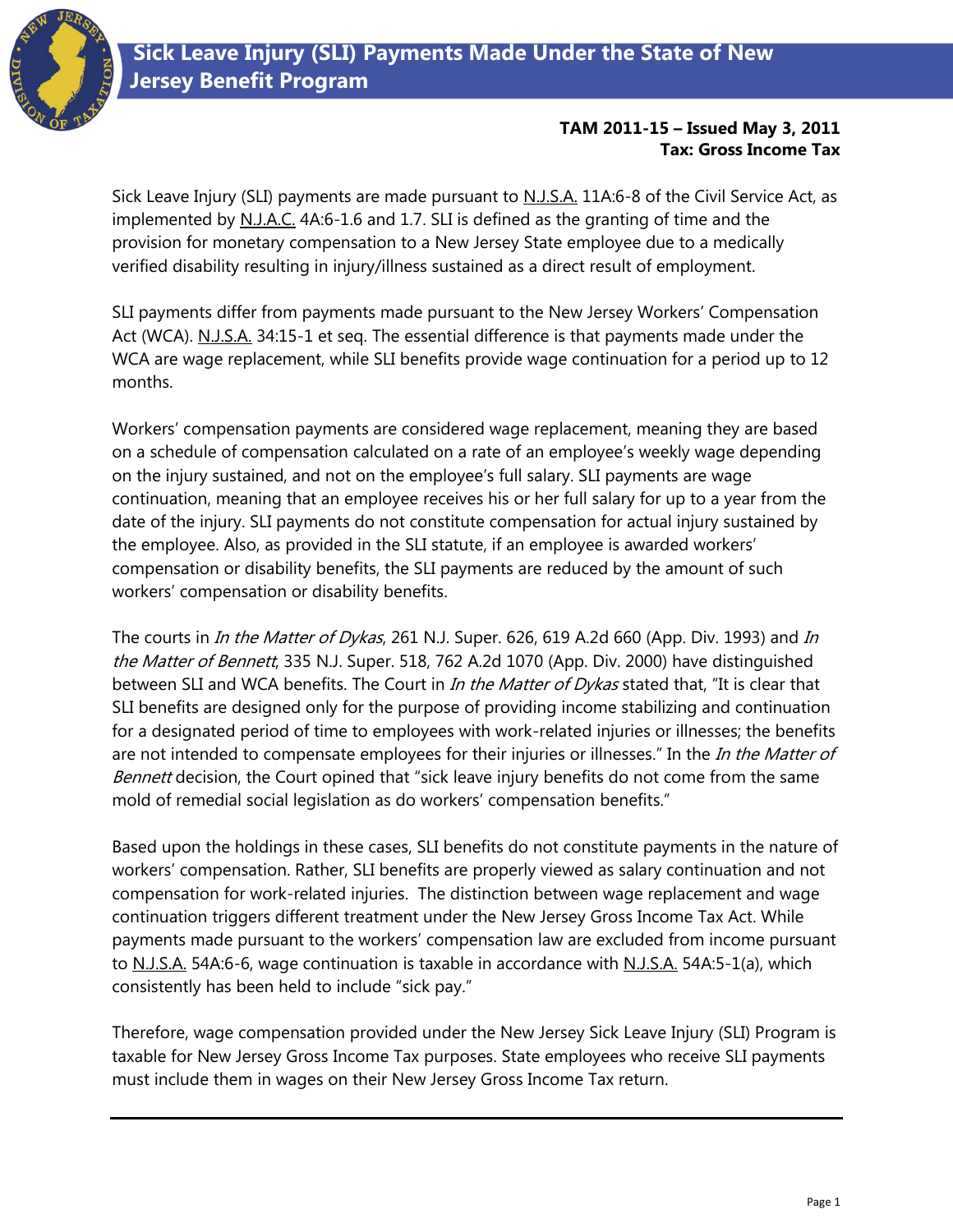# Sick Leave Injury (SLI) Payments Made Under the State of New Jersey Benefit Program

**TAM 2011-15 – Issued May 3, 2011**
**Tax: Gross Income Tax**

Sick Leave Injury (SLI) payments are made pursuant to N.J.S.A. 11A:6-8 of the Civil Service Act, as implemented by N.J.A.C. 4A:6-1.6 and 1.7. SLI is defined as the granting of time and the provision for monetary compensation to a New Jersey State employee due to a medically verified disability resulting in injury/illness sustained as a direct result of employment.

SLI payments differ from payments made pursuant to the New Jersey Workers' Compensation Act (WCA). N.J.S.A. 34:15-1 et seq. The essential difference is that payments made under the WCA are wage replacement, while SLI benefits provide wage continuation for a period up to 12 months.

Workers' compensation payments are considered wage replacement, meaning they are based on a schedule of compensation calculated on a rate of an employee's weekly wage depending on the injury sustained, and not on the employee's full salary. SLI payments are wage continuation, meaning that an employee receives his or her full salary for up to a year from the date of the injury. SLI payments do not constitute compensation for actual injury sustained by the employee. Also, as provided in the SLI statute, if an employee is awarded workers' compensation or disability benefits, the SLI payments are reduced by the amount of such workers' compensation or disability benefits.

The courts in *In the Matter of Dykas*, 261 N.J. Super. 626, 619 A.2d 660 (App. Div. 1993) and *In the Matter of Bennett*, 335 N.J. Super. 518, 762 A.2d 1070 (App. Div. 2000) have distinguished between SLI and WCA benefits. The Court in *In the Matter of Dykas* stated that, "It is clear that SLI benefits are designed only for the purpose of providing income stabilizing and continuation for a designated period of time to employees with work-related injuries or illnesses; the benefits are not intended to compensate employees for their injuries or illnesses." In the *In the Matter of Bennett* decision, the Court opined that "sick leave injury benefits do not come from the same mold of remedial social legislation as do workers' compensation benefits."

Based upon the holdings in these cases, SLI benefits do not constitute payments in the nature of workers' compensation. Rather, SLI benefits are properly viewed as salary continuation and not compensation for work-related injuries. The distinction between wage replacement and wage continuation triggers different treatment under the New Jersey Gross Income Tax Act. While payments made pursuant to the workers' compensation law are excluded from income pursuant to N.J.S.A. 54A:6-6, wage continuation is taxable in accordance with N.J.S.A. 54A:5-1(a), which consistently has been held to include "sick pay."

Therefore, wage compensation provided under the New Jersey Sick Leave Injury (SLI) Program is taxable for New Jersey Gross Income Tax purposes. State employees who receive SLI payments must include them in wages on their New Jersey Gross Income Tax return.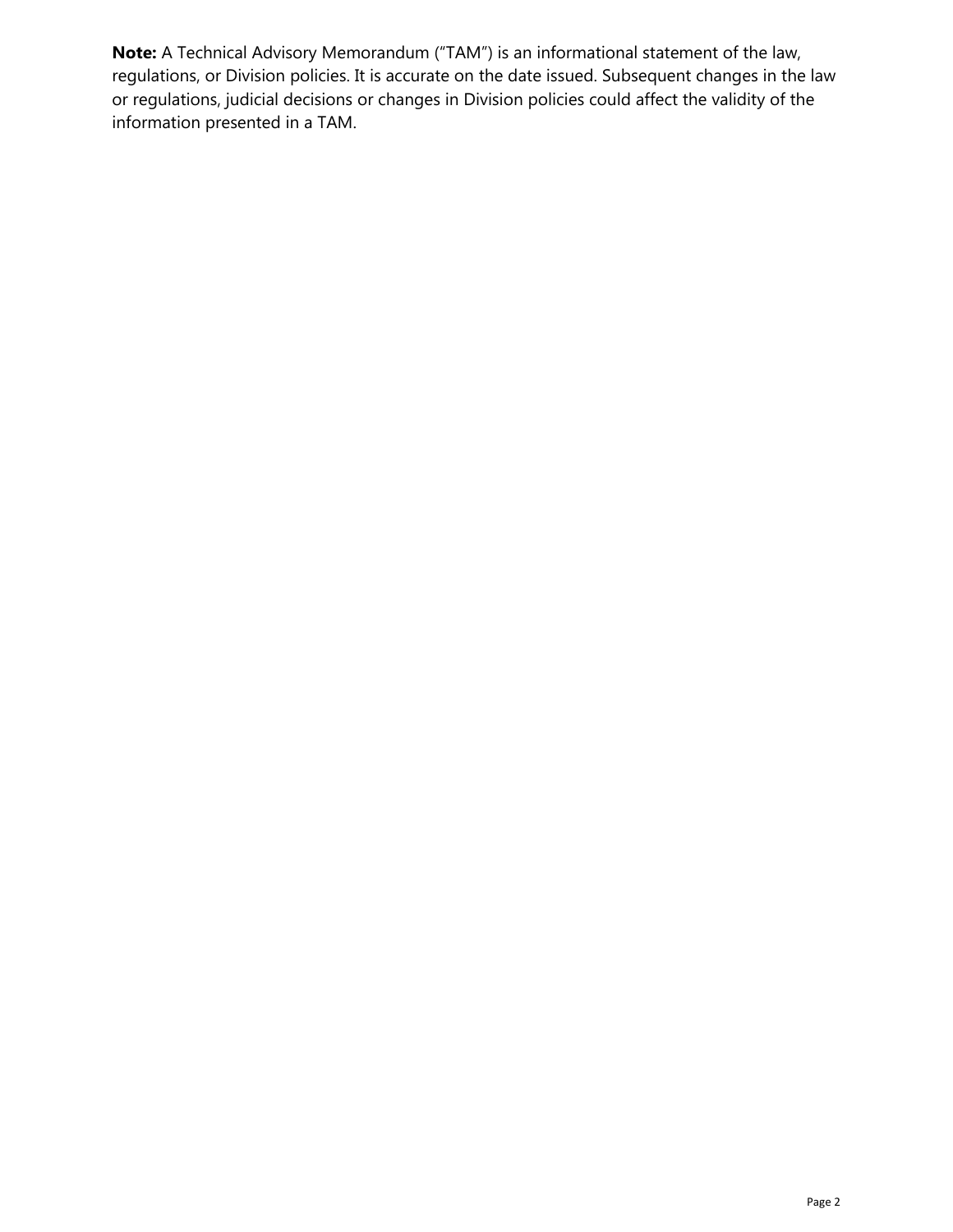**Note:** A Technical Advisory Memorandum ("TAM") is an informational statement of the law, regulations, or Division policies. It is accurate on the date issued. Subsequent changes in the law or regulations, judicial decisions or changes in Division policies could affect the validity of the information presented in a TAM.